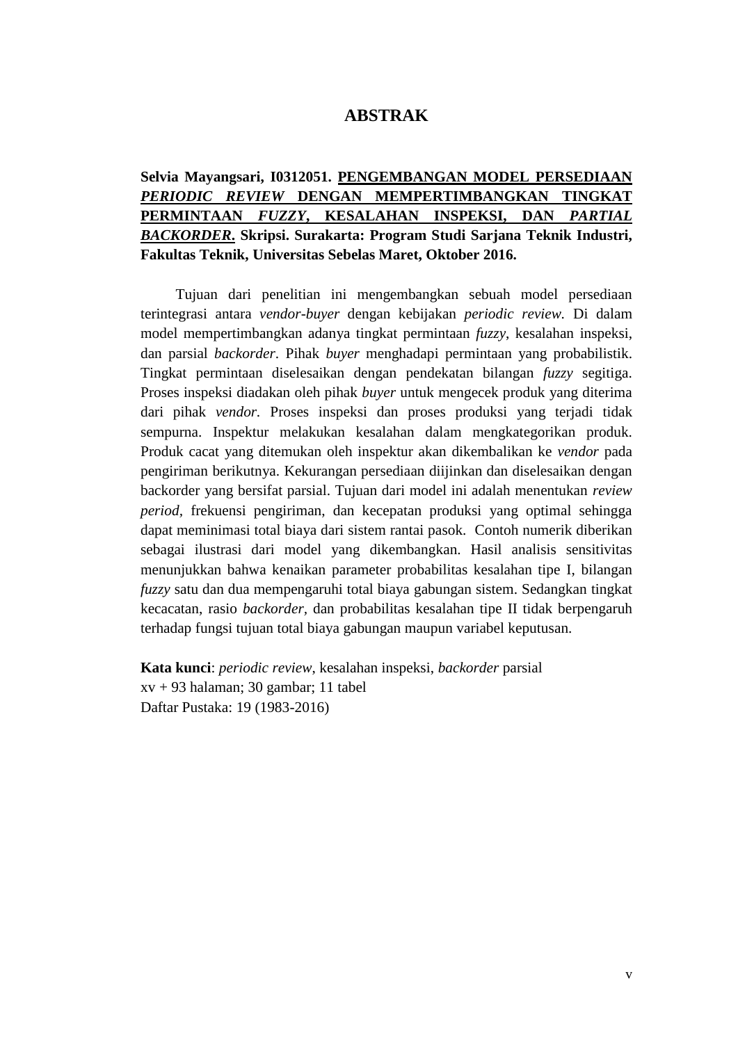# ABSTRAK

**Selvia Mayangsari, I0312051. PENGEMBANGAN MODEL PERSEDIAAN *PERIODIC REVIEW* DENGAN MEMPERTIMBANGKAN TINGKAT PERMINTAAN *FUZZY*, KESALAHAN INSPEKSI, DAN *PARTIAL BACKORDER*. Skripsi. Surakarta: Program Studi Sarjana Teknik Industri, Fakultas Teknik, Universitas Sebelas Maret, Oktober 2016.**

Tujuan dari penelitian ini mengembangkan sebuah model persediaan terintegrasi antara *vendor-buyer* dengan kebijakan *periodic review.* Di dalam model mempertimbangkan adanya tingkat permintaan *fuzzy*, kesalahan inspeksi, dan parsial *backorder*. Pihak *buyer* menghadapi permintaan yang probabilistik. Tingkat permintaan diselesaikan dengan pendekatan bilangan *fuzzy* segitiga. Proses inspeksi diadakan oleh pihak *buyer* untuk mengecek produk yang diterima dari pihak *vendor*. Proses inspeksi dan proses produksi yang terjadi tidak sempurna. Inspektur melakukan kesalahan dalam mengkategorikan produk. Produk cacat yang ditemukan oleh inspektur akan dikembalikan ke *vendor* pada pengiriman berikutnya. Kekurangan persediaan diijinkan dan diselesaikan dengan backorder yang bersifat parsial. Tujuan dari model ini adalah menentukan *review period*, frekuensi pengiriman, dan kecepatan produksi yang optimal sehingga dapat meminimasi total biaya dari sistem rantai pasok. Contoh numerik diberikan sebagai ilustrasi dari model yang dikembangkan. Hasil analisis sensitivitas menunjukkan bahwa kenaikan parameter probabilitas kesalahan tipe I, bilangan *fuzzy* satu dan dua mempengaruhi total biaya gabungan sistem. Sedangkan tingkat kecacatan, rasio *backorder*, dan probabilitas kesalahan tipe II tidak berpengaruh terhadap fungsi tujuan total biaya gabungan maupun variabel keputusan.

**Kata kunci**: *periodic review*, kesalahan inspeksi, *backorder* parsial
xv + 93 halaman; 30 gambar; 11 tabel
Daftar Pustaka: 19 (1983-2016)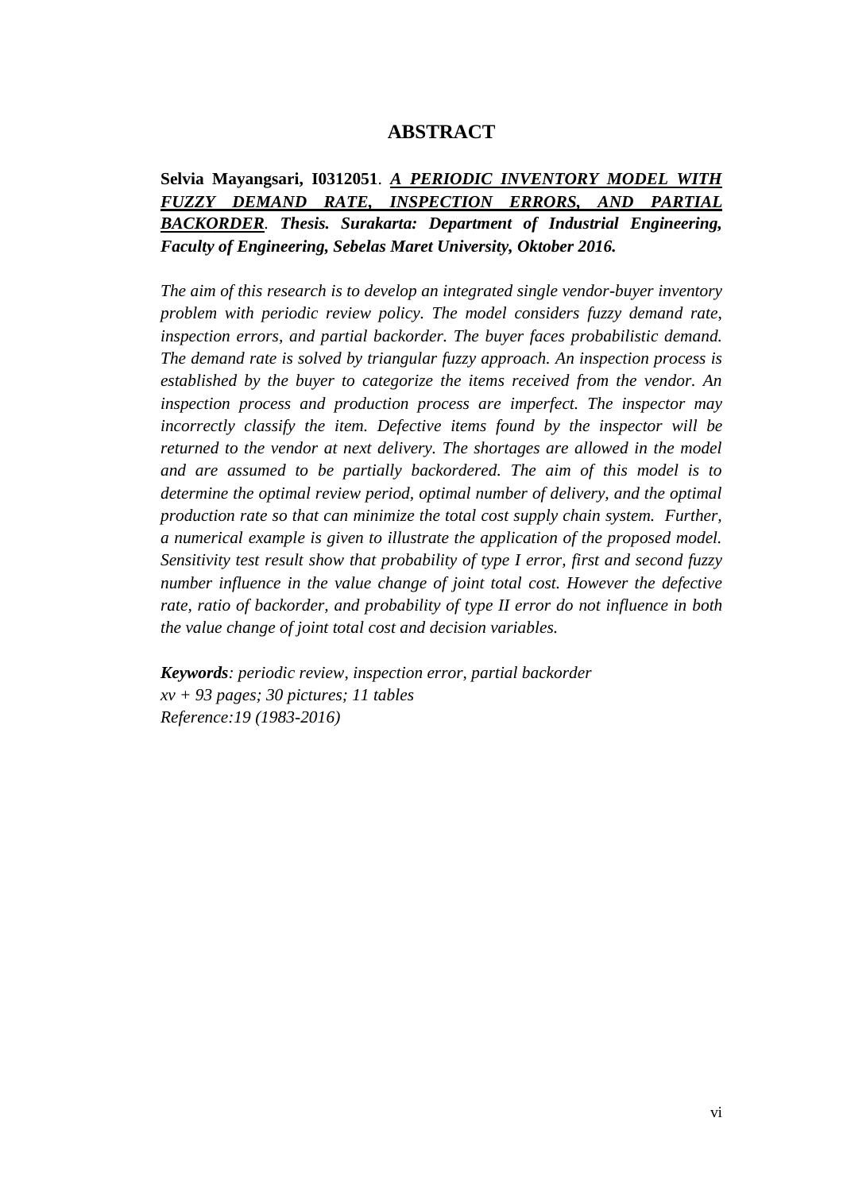# ABSTRACT

**Selvia Mayangsari, I0312051**. ***A PERIODIC INVENTORY MODEL WITH FUZZY DEMAND RATE, INSPECTION ERRORS, AND PARTIAL BACKORDER****. **Thesis. Surakarta: Department of Industrial Engineering, Faculty of Engineering, Sebelas Maret University, Oktober 2016.***

*The aim of this research is to develop an integrated single vendor-buyer inventory problem with periodic review policy. The model considers fuzzy demand rate, inspection errors, and partial backorder. The buyer faces probabilistic demand. The demand rate is solved by triangular fuzzy approach. An inspection process is established by the buyer to categorize the items received from the vendor. An inspection process and production process are imperfect. The inspector may incorrectly classify the item. Defective items found by the inspector will be returned to the vendor at next delivery. The shortages are allowed in the model and are assumed to be partially backordered. The aim of this model is to determine the optimal review period, optimal number of delivery, and the optimal production rate so that can minimize the total cost supply chain system. Further, a numerical example is given to illustrate the application of the proposed model. Sensitivity test result show that probability of type I error, first and second fuzzy number influence in the value change of joint total cost. However the defective rate, ratio of backorder, and probability of type II error do not influence in both the value change of joint total cost and decision variables.*

***Keywords**: periodic review, inspection error, partial backorder*
*xv + 93 pages; 30 pictures; 11 tables*
*Reference:19 (1983-2016)*